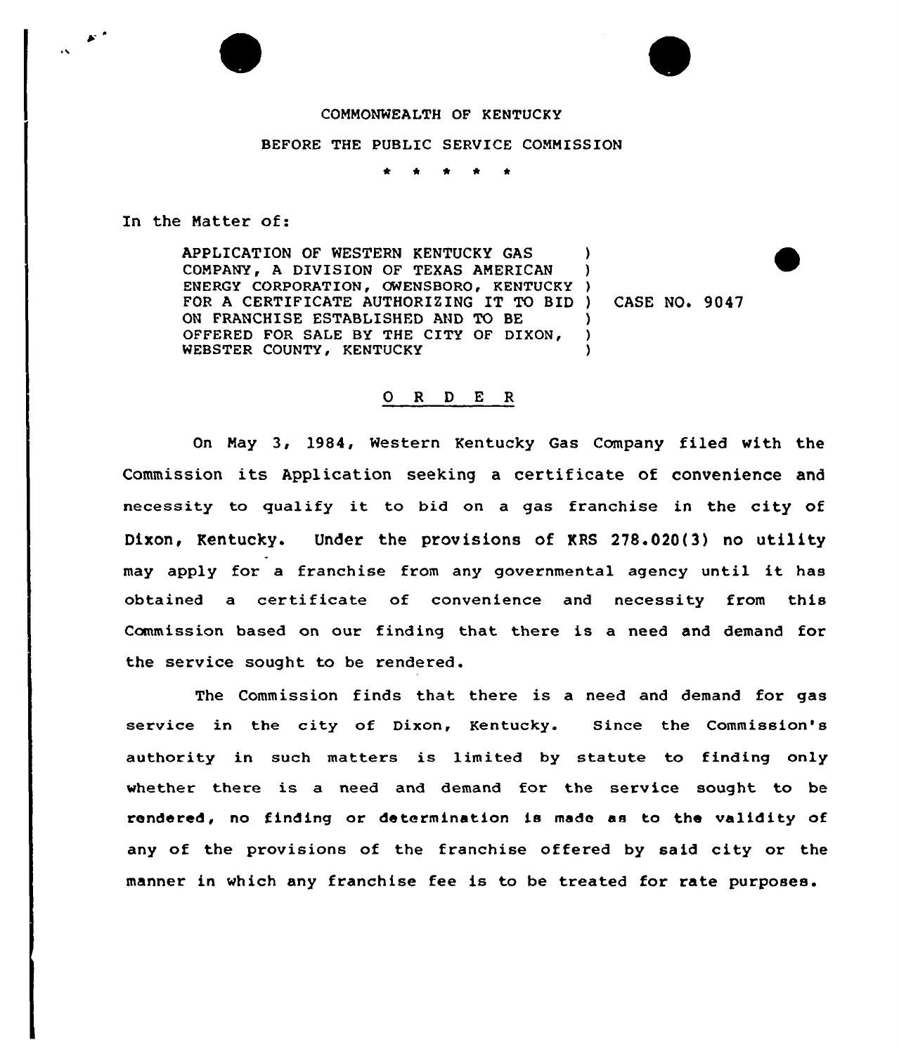COMMONWEALTH OF KENTUCKY

BEFORE THE PUBLIC SERVICE COMMISSION

\* \* \* \* \*

In the Matter of:

APPLICATION OF WESTERN KENTUCKY GAS COMPANY, A DIVISION OF TEXAS AMERICAN ENERGY CORPORATION, OWENSBORO, KENTUCKY FOR A CERTIFICATE AUTHORIZING IT TO BID ON FRANCHISE ESTABLISHED AND TO BE OFFERED FOR SALE BY THE CITY OF DIXON, WEBSTER COUNTY, KENTUCKY ) CASE NO. 9047

## O R D E R

On May 3, 1984, Western Kentucky Gas Company filed with the Commission its Application seeking a certificate of convenience and necessity to qualify it to bid on a gas franchise in the city of Dixon, Kentucky. Under the provisions of KRS 278.020(3) no utility may apply for a franchise from any governmental agency until it has obtained a certificate of convenience and necessity from this Commission based on our finding that there is a need and demand for the service sought to be rendered.

The Commission finds that there is a need and demand for gas service in the city of Dixon, Kentucky. Since the Commission's authority in such matters is limited by statute to finding only whether there is a need and demand for the service sought to be rendered, no finding or determination is made as to the validity of any of the provisions of the franchise offered by said city or the manner in which any franchise fee is to be treated for rate purposes.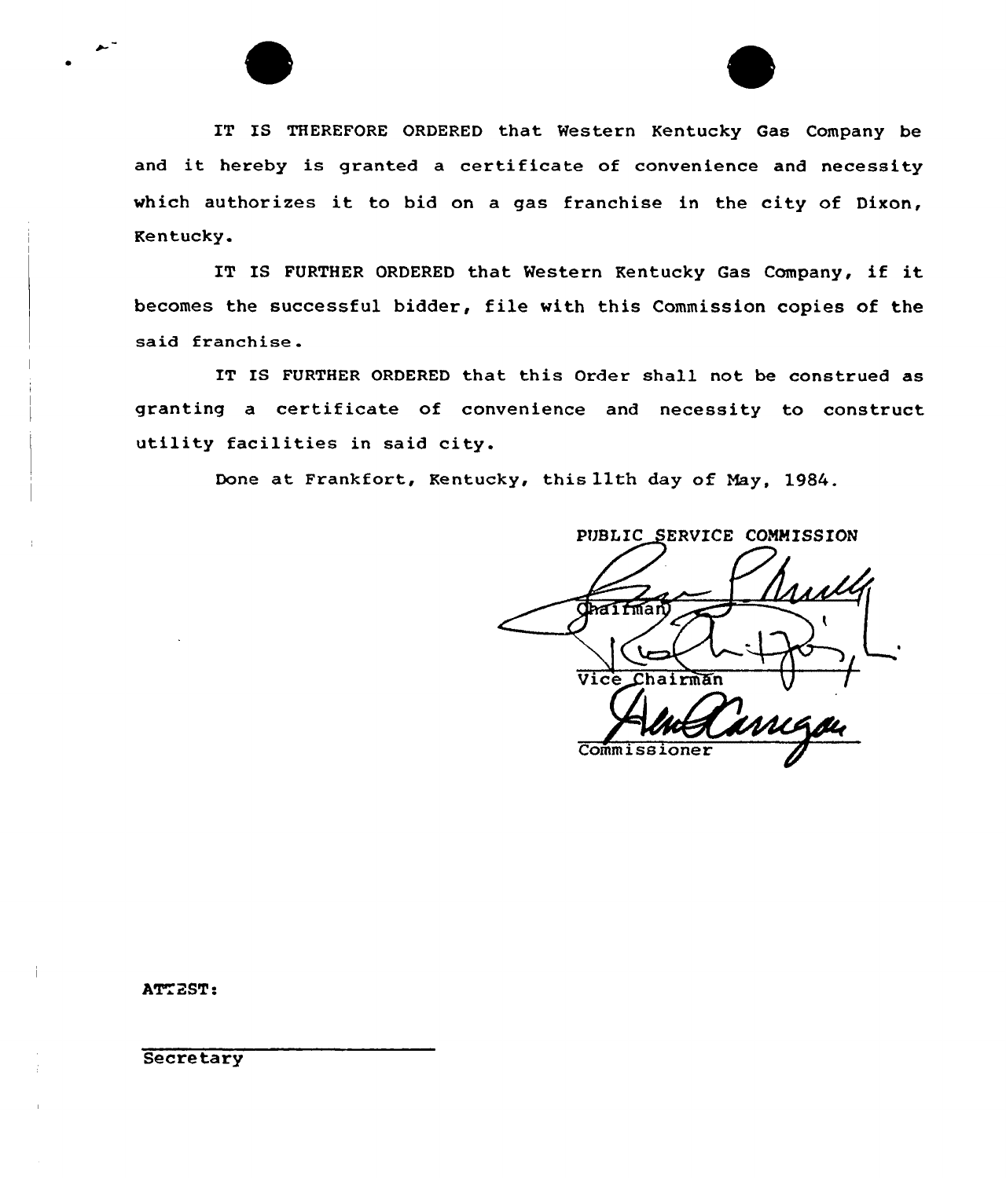IT IS THEREFORE ORDERED that Western Kentucky Gas Company be and it hereby is granted a certificate of convenience and necessity which authorizes it to bid on a gas franchise in the city of Dixon, Kentucky.

IT IS FURTHER ORDERED that Western Kentucky Gas Company, if it becomes the successful bidder, file with this Commission copies of the said franchise.

IT IS FURTHER ORDERED that this Order shall not be construed as granting a certificate of convenience and necessity to construct utility facilities in said city.

Done at Frankfort, Kentucky, this 11th day of May, 1984.

PUBLIC SERVICE COMMISSION

Chairman

Vice Chairman

Commissioner

ATTEST:

Secretary